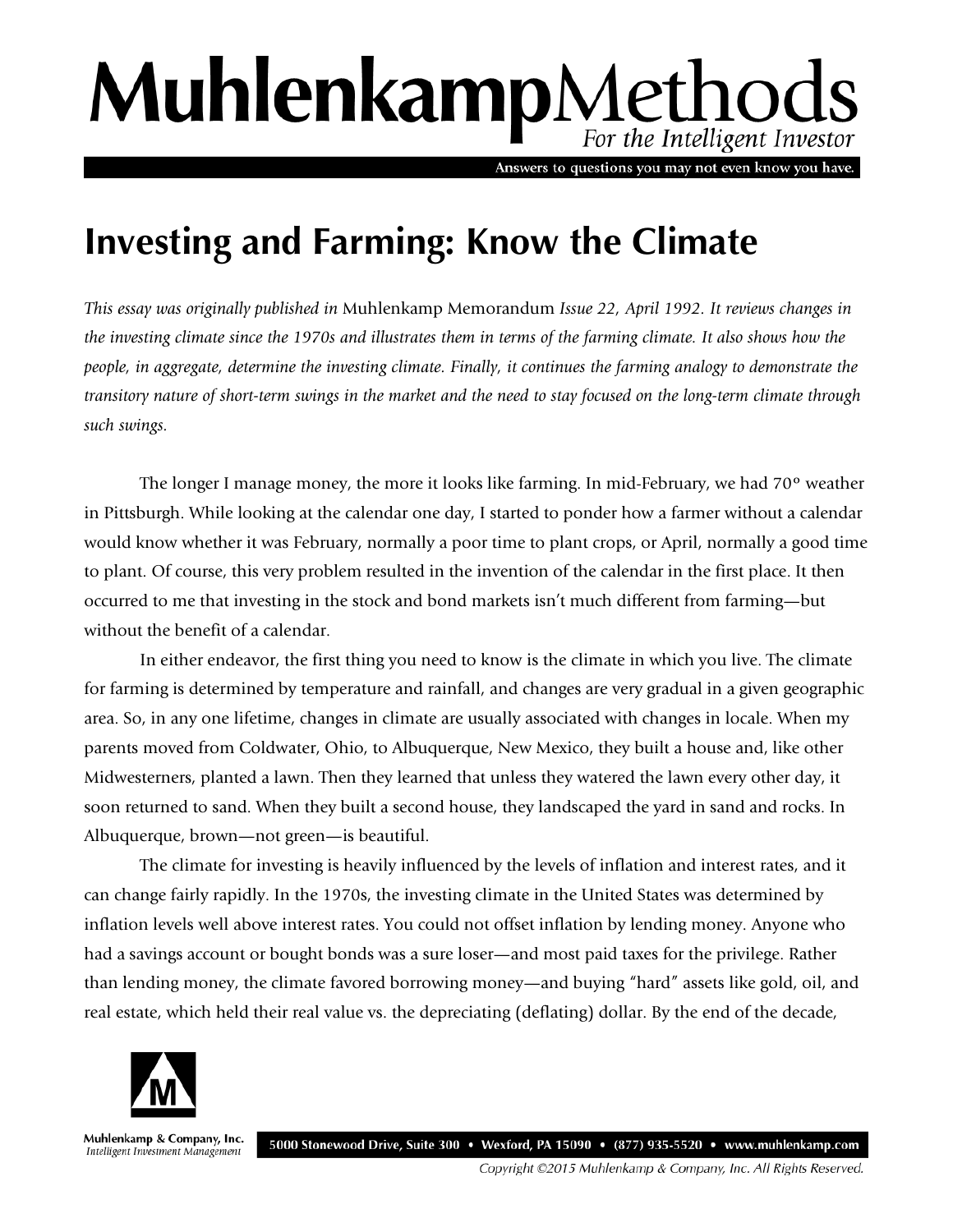# MuhlenkampMethods

*For the Intelligent Investor*

Answers to questions you may not even know you have.

# Investing and Farming: Know the Climate

*This essay was originally published in* Muhlenkamp Memorandum *Issue 22, April 1992. It reviews changes in the investing climate since the 1970s and illustrates them in terms of the farming climate. It also shows how the people, in aggregate, determine the investing climate. Finally, it continues the farming analogy to demonstrate the transitory nature of short-term swings in the market and the need to stay focused on the long-term climate through such swings.*

The longer I manage money, the more it looks like farming. In mid-February, we had 70° weather in Pittsburgh. While looking at the calendar one day, I started to ponder how a farmer without a calendar would know whether it was February, normally a poor time to plant crops, or April, normally a good time to plant. Of course, this very problem resulted in the invention of the calendar in the first place. It then occurred to me that investing in the stock and bond markets isn't much different from farming—but without the benefit of a calendar.

In either endeavor, the first thing you need to know is the climate in which you live. The climate for farming is determined by temperature and rainfall, and changes are very gradual in a given geographic area. So, in any one lifetime, changes in climate are usually associated with changes in locale. When my parents moved from Coldwater, Ohio, to Albuquerque, New Mexico, they built a house and, like other Midwesterners, planted a lawn. Then they learned that unless they watered the lawn every other day, it soon returned to sand. When they built a second house, they landscaped the yard in sand and rocks. In Albuquerque, brown—not green—is beautiful.

The climate for investing is heavily influenced by the levels of inflation and interest rates, and it can change fairly rapidly. In the 1970s, the investing climate in the United States was determined by inflation levels well above interest rates. You could not offset inflation by lending money. Anyone who had a savings account or bought bonds was a sure loser—and most paid taxes for the privilege. Rather than lending money, the climate favored borrowing money—and buying "hard" assets like gold, oil, and real estate, which held their real value vs. the depreciating (deflating) dollar. By the end of the decade,

Muhlenkamp & Company, Inc.
*Intelligent Investment Management*

5000 Stonewood Drive, Suite 300 • Wexford, PA 15090 • (877) 935-5520 • www.muhlenkamp.com

*Copyright ©2015 Muhlenkamp & Company, Inc. All Rights Reserved.*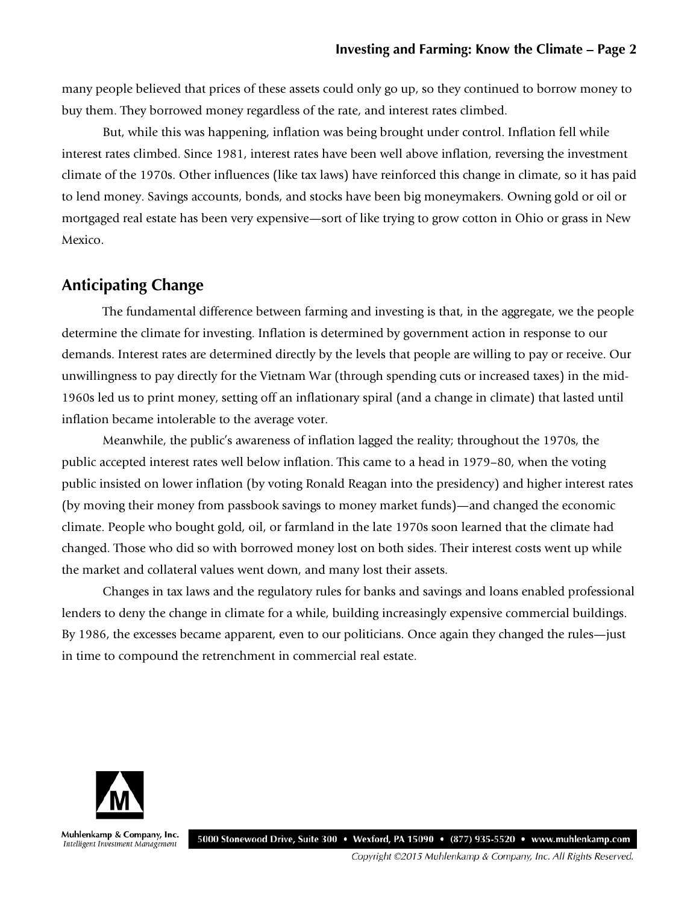many people believed that prices of these assets could only go up, so they continued to borrow money to buy them. They borrowed money regardless of the rate, and interest rates climbed.

But, while this was happening, inflation was being brought under control. Inflation fell while interest rates climbed. Since 1981, interest rates have been well above inflation, reversing the investment climate of the 1970s. Other influences (like tax laws) have reinforced this change in climate, so it has paid to lend money. Savings accounts, bonds, and stocks have been big moneymakers. Owning gold or oil or mortgaged real estate has been very expensive—sort of like trying to grow cotton in Ohio or grass in New Mexico.

## Anticipating Change

The fundamental difference between farming and investing is that, in the aggregate, we the people determine the climate for investing. Inflation is determined by government action in response to our demands. Interest rates are determined directly by the levels that people are willing to pay or receive. Our unwillingness to pay directly for the Vietnam War (through spending cuts or increased taxes) in the mid-1960s led us to print money, setting off an inflationary spiral (and a change in climate) that lasted until inflation became intolerable to the average voter.

Meanwhile, the public's awareness of inflation lagged the reality; throughout the 1970s, the public accepted interest rates well below inflation. This came to a head in 1979–80, when the voting public insisted on lower inflation (by voting Ronald Reagan into the presidency) and higher interest rates (by moving their money from passbook savings to money market funds)—and changed the economic climate. People who bought gold, oil, or farmland in the late 1970s soon learned that the climate had changed. Those who did so with borrowed money lost on both sides. Their interest costs went up while the market and collateral values went down, and many lost their assets.

Changes in tax laws and the regulatory rules for banks and savings and loans enabled professional lenders to deny the change in climate for a while, building increasingly expensive commercial buildings. By 1986, the excesses became apparent, even to our politicians. Once again they changed the rules—just in time to compound the retrenchment in commercial real estate.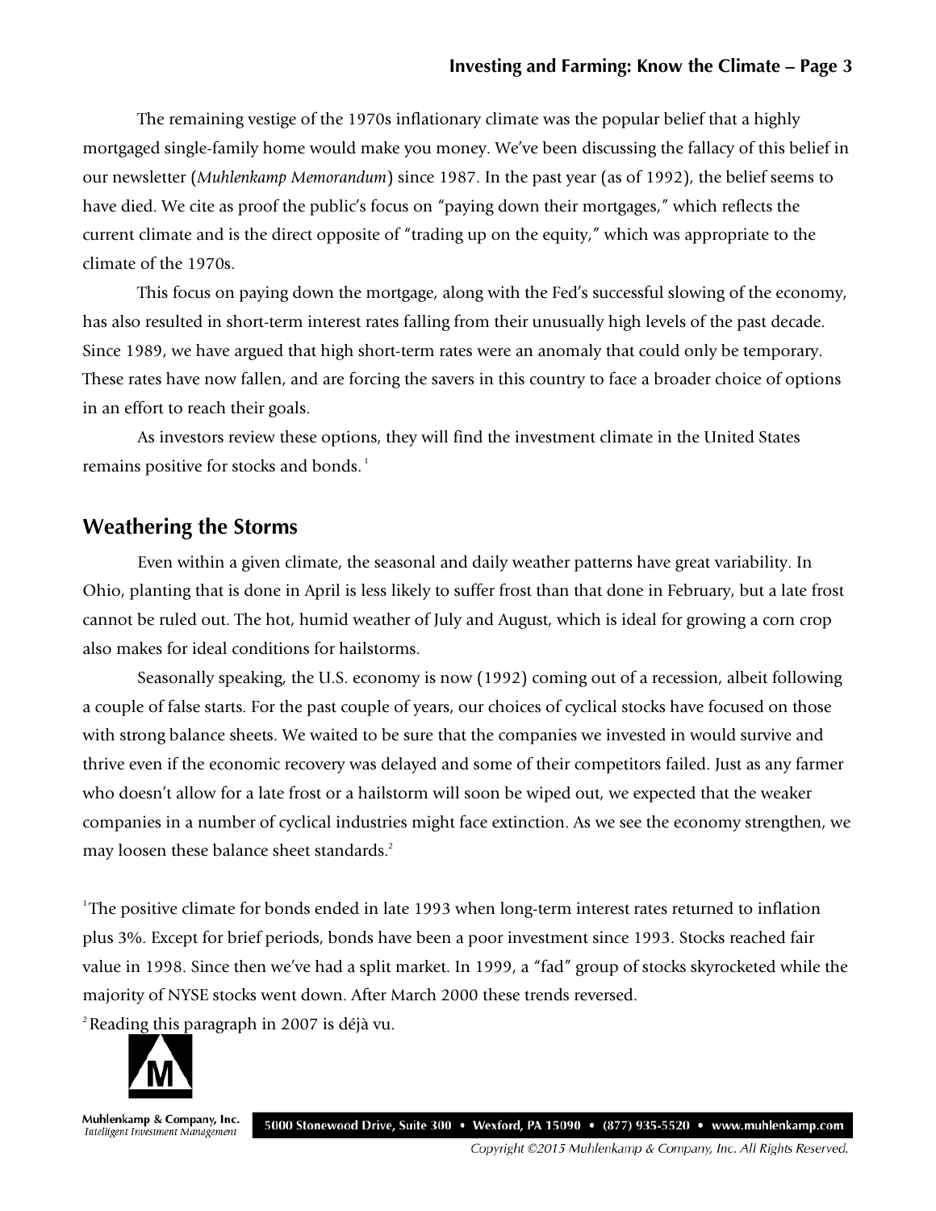The remaining vestige of the 1970s inflationary climate was the popular belief that a highly mortgaged single-family home would make you money. We've been discussing the fallacy of this belief in our newsletter (*Muhlenkamp Memorandum*) since 1987. In the past year (as of 1992), the belief seems to have died. We cite as proof the public's focus on "paying down their mortgages," which reflects the current climate and is the direct opposite of "trading up on the equity," which was appropriate to the climate of the 1970s.

This focus on paying down the mortgage, along with the Fed's successful slowing of the economy, has also resulted in short-term interest rates falling from their unusually high levels of the past decade. Since 1989, we have argued that high short-term rates were an anomaly that could only be temporary. These rates have now fallen, and are forcing the savers in this country to face a broader choice of options in an effort to reach their goals.

As investors review these options, they will find the investment climate in the United States remains positive for stocks and bonds.[1]

## Weathering the Storms

Even within a given climate, the seasonal and daily weather patterns have great variability. In Ohio, planting that is done in April is less likely to suffer frost than that done in February, but a late frost cannot be ruled out. The hot, humid weather of July and August, which is ideal for growing a corn crop also makes for ideal conditions for hailstorms.

Seasonally speaking, the U.S. economy is now (1992) coming out of a recession, albeit following a couple of false starts. For the past couple of years, our choices of cyclical stocks have focused on those with strong balance sheets. We waited to be sure that the companies we invested in would survive and thrive even if the economic recovery was delayed and some of their competitors failed. Just as any farmer who doesn't allow for a late frost or a hailstorm will soon be wiped out, we expected that the weaker companies in a number of cyclical industries might face extinction. As we see the economy strengthen, we may loosen these balance sheet standards.[2]

[1] The positive climate for bonds ended in late 1993 when long-term interest rates returned to inflation plus 3%. Except for brief periods, bonds have been a poor investment since 1993. Stocks reached fair value in 1998. Since then we've had a split market. In 1999, a "fad" group of stocks skyrocketed while the majority of NYSE stocks went down. After March 2000 these trends reversed.

[2] Reading this paragraph in 2007 is déjà vu.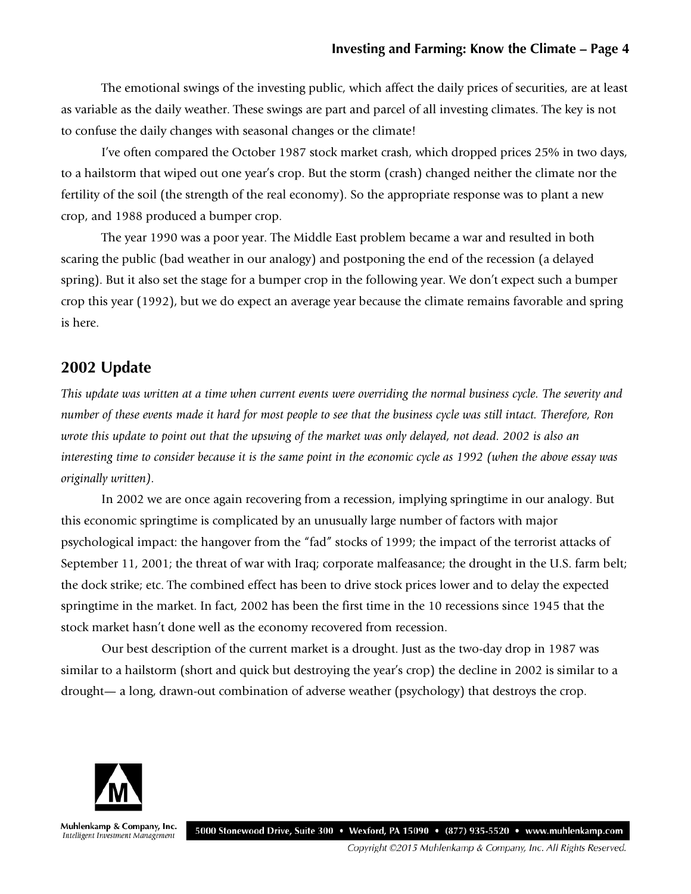The emotional swings of the investing public, which affect the daily prices of securities, are at least as variable as the daily weather. These swings are part and parcel of all investing climates. The key is not to confuse the daily changes with seasonal changes or the climate!

I've often compared the October 1987 stock market crash, which dropped prices 25% in two days, to a hailstorm that wiped out one year's crop. But the storm (crash) changed neither the climate nor the fertility of the soil (the strength of the real economy). So the appropriate response was to plant a new crop, and 1988 produced a bumper crop.

The year 1990 was a poor year. The Middle East problem became a war and resulted in both scaring the public (bad weather in our analogy) and postponing the end of the recession (a delayed spring). But it also set the stage for a bumper crop in the following year. We don't expect such a bumper crop this year (1992), but we do expect an average year because the climate remains favorable and spring is here.

## 2002 Update

*This update was written at a time when current events were overriding the normal business cycle. The severity and number of these events made it hard for most people to see that the business cycle was still intact. Therefore, Ron wrote this update to point out that the upswing of the market was only delayed, not dead. 2002 is also an interesting time to consider because it is the same point in the economic cycle as 1992 (when the above essay was originally written).*

In 2002 we are once again recovering from a recession, implying springtime in our analogy. But this economic springtime is complicated by an unusually large number of factors with major psychological impact: the hangover from the "fad" stocks of 1999; the impact of the terrorist attacks of September 11, 2001; the threat of war with Iraq; corporate malfeasance; the drought in the U.S. farm belt; the dock strike; etc. The combined effect has been to drive stock prices lower and to delay the expected springtime in the market. In fact, 2002 has been the first time in the 10 recessions since 1945 that the stock market hasn't done well as the economy recovered from recession.

Our best description of the current market is a drought. Just as the two-day drop in 1987 was similar to a hailstorm (short and quick but destroying the year's crop) the decline in 2002 is similar to a drought— a long, drawn-out combination of adverse weather (psychology) that destroys the crop.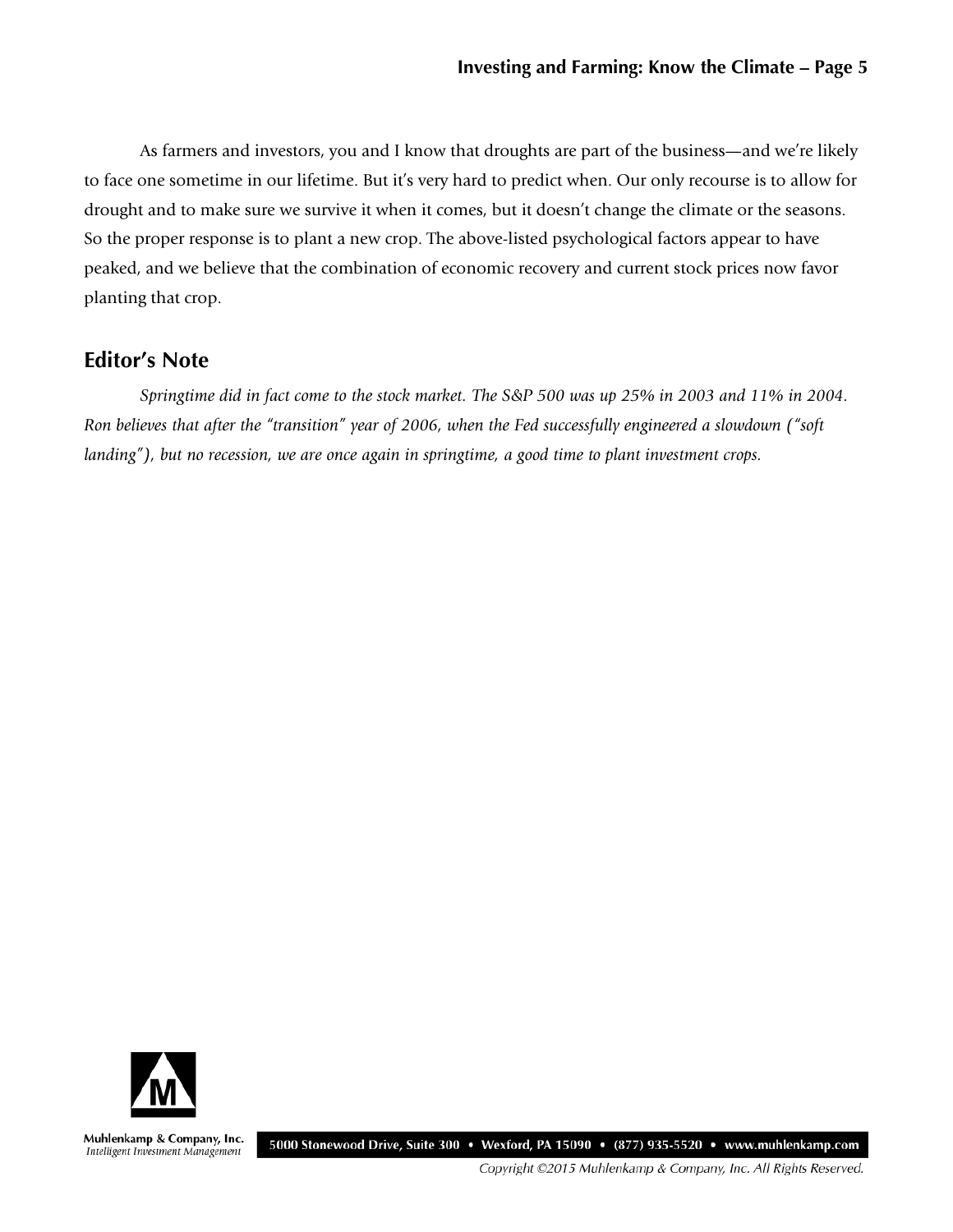As farmers and investors, you and I know that droughts are part of the business—and we're likely to face one sometime in our lifetime. But it's very hard to predict when. Our only recourse is to allow for drought and to make sure we survive it when it comes, but it doesn't change the climate or the seasons. So the proper response is to plant a new crop. The above-listed psychological factors appear to have peaked, and we believe that the combination of economic recovery and current stock prices now favor planting that crop.

## Editor's Note

*Springtime did in fact come to the stock market. The S&P 500 was up 25% in 2003 and 11% in 2004. Ron believes that after the "transition" year of 2006, when the Fed successfully engineered a slowdown ("soft landing"), but no recession, we are once again in springtime, a good time to plant investment crops.*

Muhlenkamp & Company, Inc.
*Intelligent Investment Management*

5000 Stonewood Drive, Suite 300 • Wexford, PA 15090 • (877) 935-5520 • www.muhlenkamp.com

*Copyright ©2015 Muhlenkamp & Company, Inc. All Rights Reserved.*